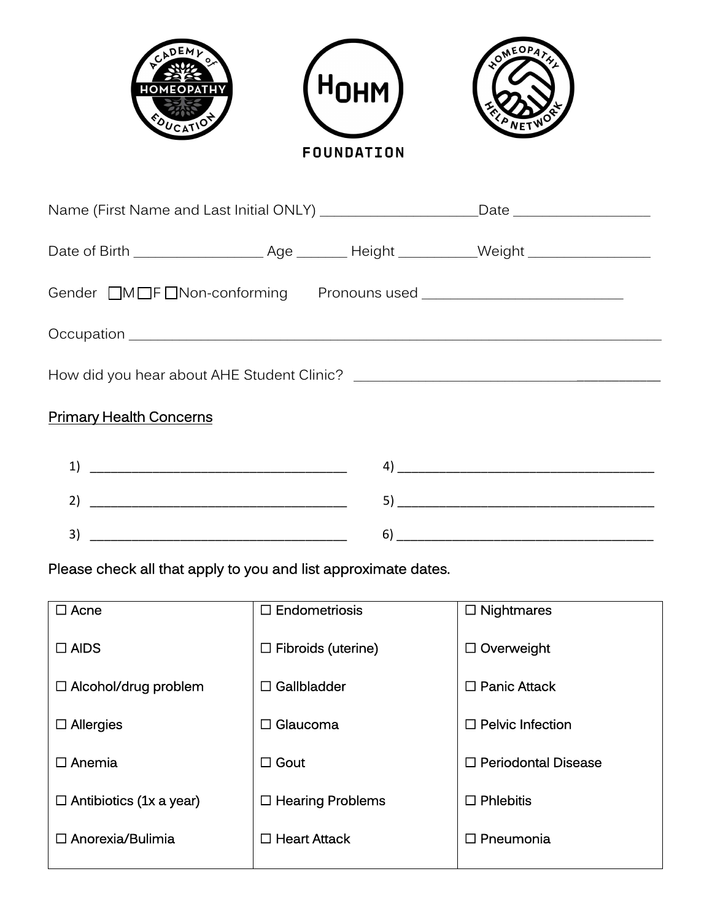Academy of Homeopathy Education | HOHM Foundation | Homeopathy Help Network

Name (First Name and Last Initial ONLY) ____________________ Date ________________

Date of Birth ________________ Age ______ Height _________ Weight _______________

Gender ☐M ☐F ☐Non-conforming Pronouns used _________________________

Occupation ______________________________________________________________

How did you hear about AHE Student Clinic? ______________________________________

## Primary Health Concerns

1) ____________________________________ 4) ____________________________________

2) ____________________________________ 5) ____________________________________

3) ____________________________________ 6) ____________________________________

Please check all that apply to you and list approximate dates.

| | | |
|---|---|---|
| ☐ Acne | ☐ Endometriosis | ☐ Nightmares |
| ☐ AIDS | ☐ Fibroids (uterine) | ☐ Overweight |
| ☐ Alcohol/drug problem | ☐ Gallbladder | ☐ Panic Attack |
| ☐ Allergies | ☐ Glaucoma | ☐ Pelvic Infection |
| ☐ Anemia | ☐ Gout | ☐ Periodontal Disease |
| ☐ Antibiotics (1x a year) | ☐ Hearing Problems | ☐ Phlebitis |
| ☐ Anorexia/Bulimia | ☐ Heart Attack | ☐ Pneumonia |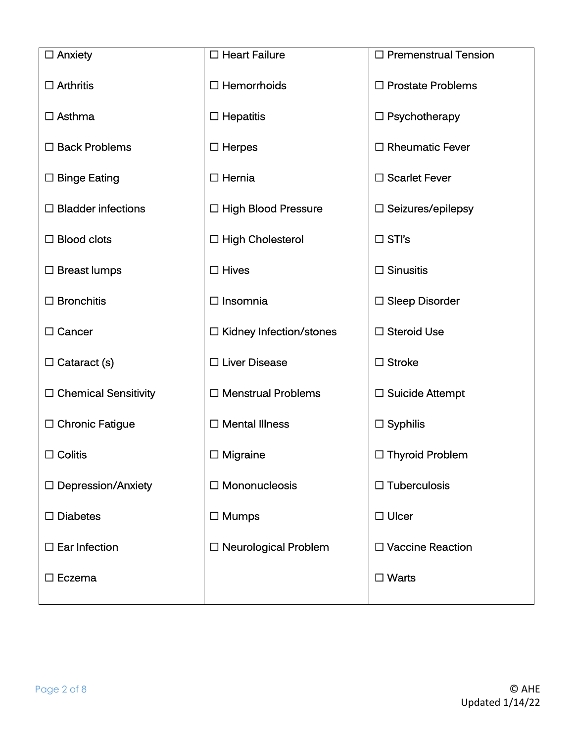| | | |
|---|---|---|
| ☐ Anxiety | ☐ Heart Failure | ☐ Premenstrual Tension |
| ☐ Arthritis | ☐ Hemorrhoids | ☐ Prostate Problems |
| ☐ Asthma | ☐ Hepatitis | ☐ Psychotherapy |
| ☐ Back Problems | ☐ Herpes | ☐ Rheumatic Fever |
| ☐ Binge Eating | ☐ Hernia | ☐ Scarlet Fever |
| ☐ Bladder infections | ☐ High Blood Pressure | ☐ Seizures/epilepsy |
| ☐ Blood clots | ☐ High Cholesterol | ☐ STI's |
| ☐ Breast lumps | ☐ Hives | ☐ Sinusitis |
| ☐ Bronchitis | ☐ Insomnia | ☐ Sleep Disorder |
| ☐ Cancer | ☐ Kidney Infection/stones | ☐ Steroid Use |
| ☐ Cataract (s) | ☐ Liver Disease | ☐ Stroke |
| ☐ Chemical Sensitivity | ☐ Menstrual Problems | ☐ Suicide Attempt |
| ☐ Chronic Fatigue | ☐ Mental Illness | ☐ Syphilis |
| ☐ Colitis | ☐ Migraine | ☐ Thyroid Problem |
| ☐ Depression/Anxiety | ☐ Mononucleosis | ☐ Tuberculosis |
| ☐ Diabetes | ☐ Mumps | ☐ Ulcer |
| ☐ Ear Infection | ☐ Neurological Problem | ☐ Vaccine Reaction |
| ☐ Eczema | | ☐ Warts |

© AHE
Updated 1/14/22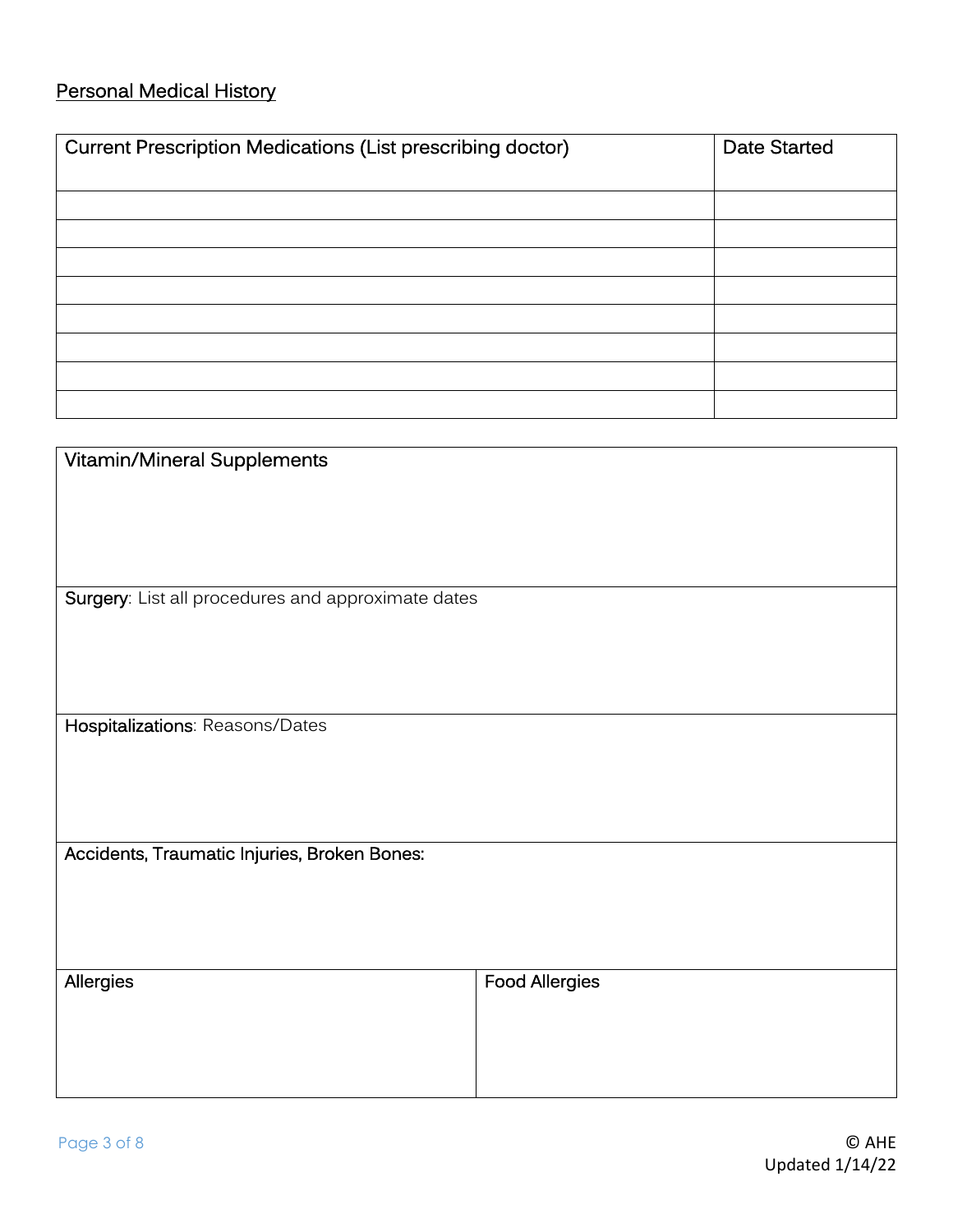## Personal Medical History

| Current Prescription Medications (List prescribing doctor) | Date Started |
|---|---|
| | |
| | |
| | |
| | |
| | |
| | |
| | |
| | |

| Vitamin/Mineral Supplements | |
|---|---|
| | |
| **Surgery**: List all procedures and approximate dates | |
| | |
| **Hospitalizations**: Reasons/Dates | |
| | |
| **Accidents, Traumatic Injuries, Broken Bones:** | |
| | |
| **Allergies** | **Food Allergies** |
| | |

© AHE
Updated 1/14/22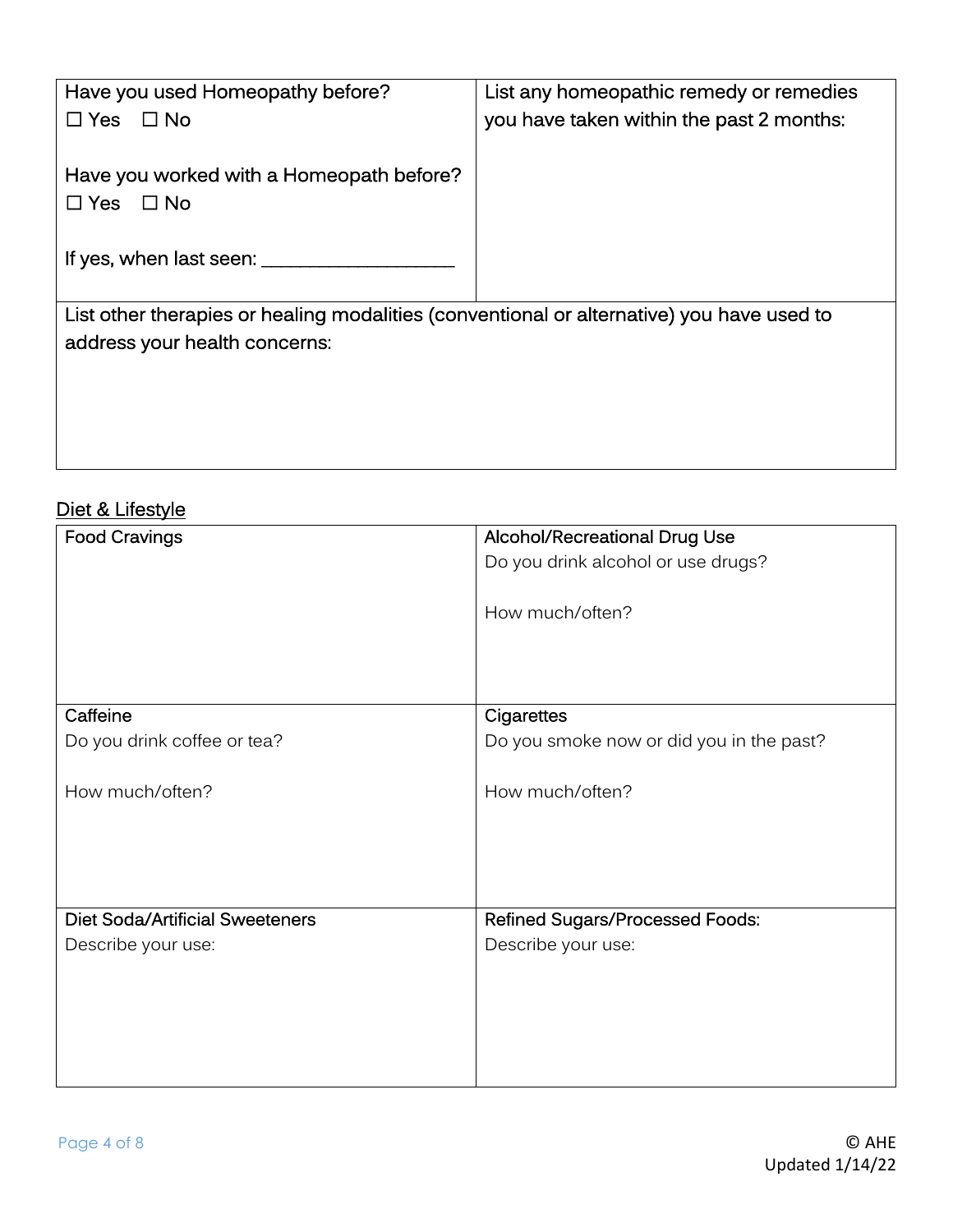| Have you used Homeopathy before?<br>☐ Yes ☐ No<br><br>Have you worked with a Homeopath before?<br>☐ Yes ☐ No<br><br>If yes, when last seen: ___________________ | List any homeopathic remedy or remedies you have taken within the past 2 months: |
|---|---|
| List other therapies or healing modalities (conventional or alternative) you have used to address your health concerns: | |

## Diet & Lifestyle

| Food Cravings | Alcohol/Recreational Drug Use<br>Do you drink alcohol or use drugs?<br><br>How much/often? |
|---|---|
| Caffeine<br>Do you drink coffee or tea?<br><br>How much/often? | Cigarettes<br>Do you smoke now or did you in the past?<br><br>How much/often? |
| Diet Soda/Artificial Sweeteners<br>Describe your use: | Refined Sugars/Processed Foods:<br>Describe your use: |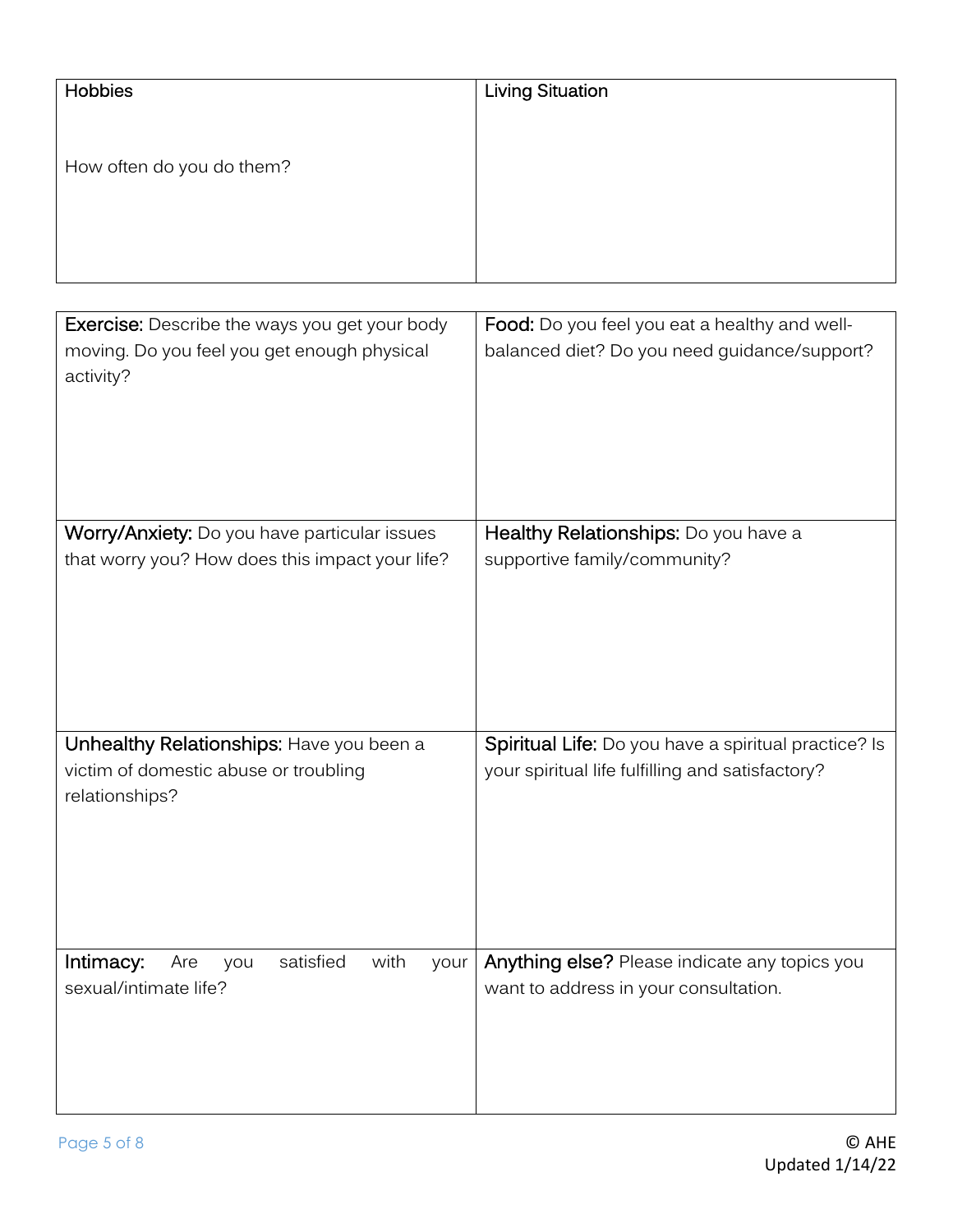| Hobbies<br><br>How often do you do them? | Living Situation |
| --- | --- |

| **Exercise:** Describe the ways you get your body moving. Do you feel you get enough physical activity? | **Food:** Do you feel you eat a healthy and well-balanced diet? Do you need guidance/support? |
| --- | --- |
| **Worry/Anxiety:** Do you have particular issues that worry you? How does this impact your life? | **Healthy Relationships:** Do you have a supportive family/community? |
| **Unhealthy Relationships:** Have you been a victim of domestic abuse or troubling relationships? | **Spiritual Life:** Do you have a spiritual practice? Is your spiritual life fulfilling and satisfactory? |
| **Intimacy:** Are you satisfied with your sexual/intimate life? | **Anything else?** Please indicate any topics you want to address in your consultation. |

© AHE
Updated 1/14/22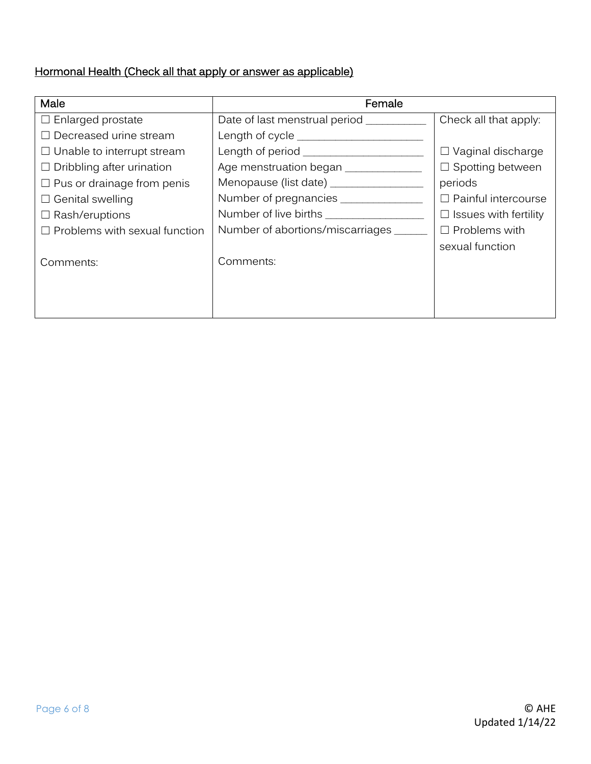Hormonal Health (Check all that apply or answer as applicable)

| Male | Female | |
|---|---|---|
| ☐ Enlarged prostate<br>☐ Decreased urine stream<br>☐ Unable to interrupt stream<br>☐ Dribbling after urination<br>☐ Pus or drainage from penis<br>☐ Genital swelling<br>☐ Rash/eruptions<br>☐ Problems with sexual function<br><br>Comments: | Date of last menstrual period __________<br>Length of cycle ______________________<br>Length of period _____________________<br>Age menstruation began _____________<br>Menopause (list date) ________________<br>Number of pregnancies ______________<br>Number of live births ________________<br>Number of abortions/miscarriages ______<br><br>Comments: | Check all that apply:<br><br>☐ Vaginal discharge<br>☐ Spotting between periods<br>☐ Painful intercourse<br>☐ Issues with fertility<br>☐ Problems with sexual function |

© AHE
Updated 1/14/22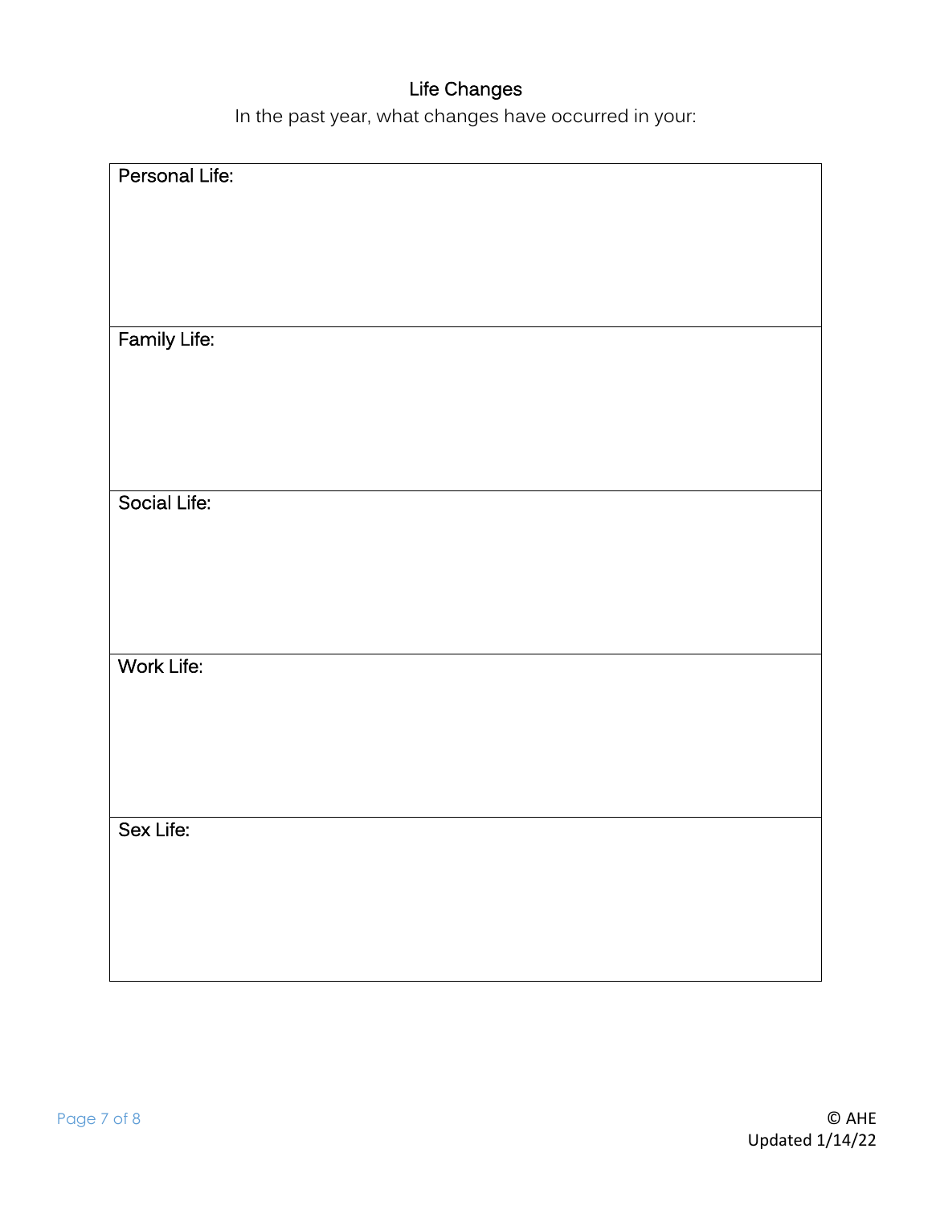## Life Changes

In the past year, what changes have occurred in your:

| Personal Life: |
| --- |
| Family Life: |
| Social Life: |
| Work Life: |
| Sex Life: |

© AHE
Updated 1/14/22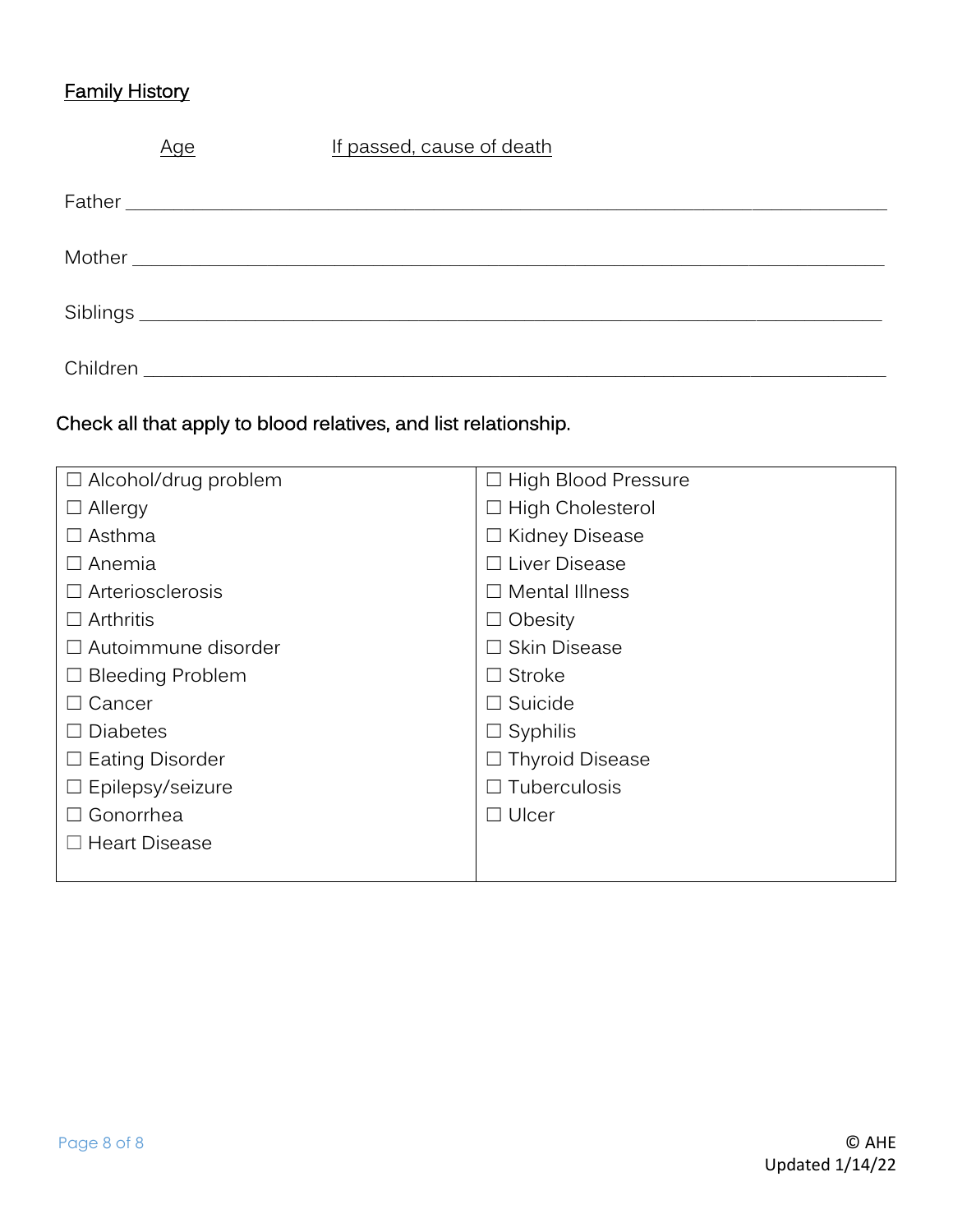## Family History

Age If passed, cause of death

Father ___________________________________________________________________________

Mother ___________________________________________________________________________

Siblings ___________________________________________________________________________

Children ___________________________________________________________________________

**Check all that apply to blood relatives, and list relationship.**

| | |
|---|---|
| ☐ Alcohol/drug problem | ☐ High Blood Pressure |
| ☐ Allergy | ☐ High Cholesterol |
| ☐ Asthma | ☐ Kidney Disease |
| ☐ Anemia | ☐ Liver Disease |
| ☐ Arteriosclerosis | ☐ Mental Illness |
| ☐ Arthritis | ☐ Obesity |
| ☐ Autoimmune disorder | ☐ Skin Disease |
| ☐ Bleeding Problem | ☐ Stroke |
| ☐ Cancer | ☐ Suicide |
| ☐ Diabetes | ☐ Syphilis |
| ☐ Eating Disorder | ☐ Thyroid Disease |
| ☐ Epilepsy/seizure | ☐ Tuberculosis |
| ☐ Gonorrhea | ☐ Ulcer |
| ☐ Heart Disease | |

© AHE
Updated 1/14/22